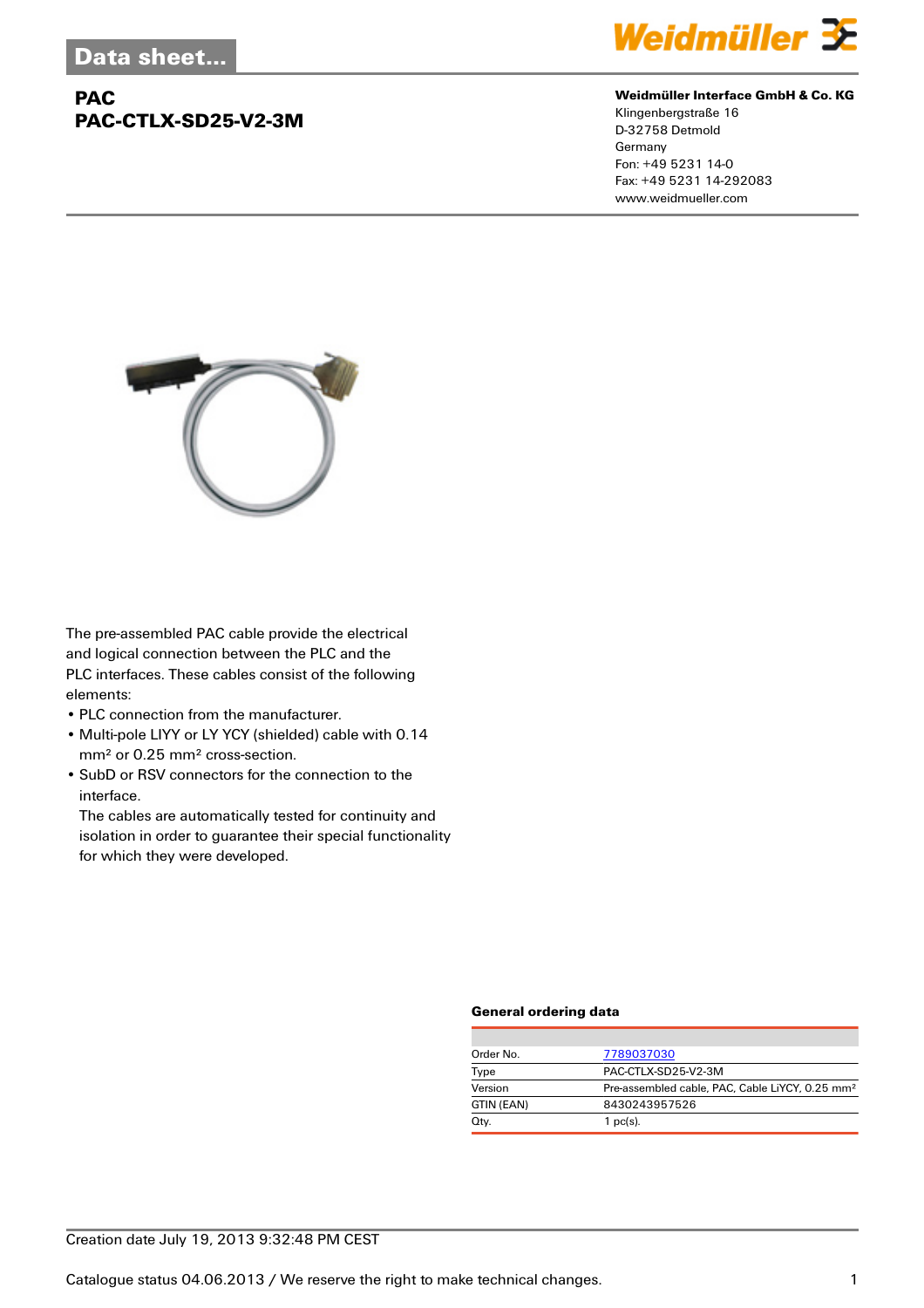Data sheet...

# PAC
# PAC-CTLX-SD25-V2-3M

**Weidmüller Interface GmbH & Co. KG**
Klingenbergstraße 16
D-32758 Detmold
Germany
Fon: +49 5231 14-0
Fax: +49 5231 14-292083
www.weidmueller.com

The pre-assembled PAC cable provide the electrical and logical connection between the PLC and the PLC interfaces. These cables consist of the following elements:

- PLC connection from the manufacturer.
- Multi-pole LIYY or LY YCY (shielded) cable with 0.14 mm² or 0.25 mm² cross-section.
- SubD or RSV connectors for the connection to the interface.
  The cables are automatically tested for continuity and isolation in order to guarantee their special functionality for which they were developed.

### General ordering data

| | |
|---|---|
| Order No. | 7789037030 |
| Type | PAC-CTLX-SD25-V2-3M |
| Version | Pre-assembled cable, PAC, Cable LiYCY, 0.25 mm² |
| GTIN (EAN) | 8430243957526 |
| Qty. | 1 pc(s). |

Creation date July 19, 2013 9:32:48 PM CEST

Catalogue status 04.06.2013 / We reserve the right to make technical changes.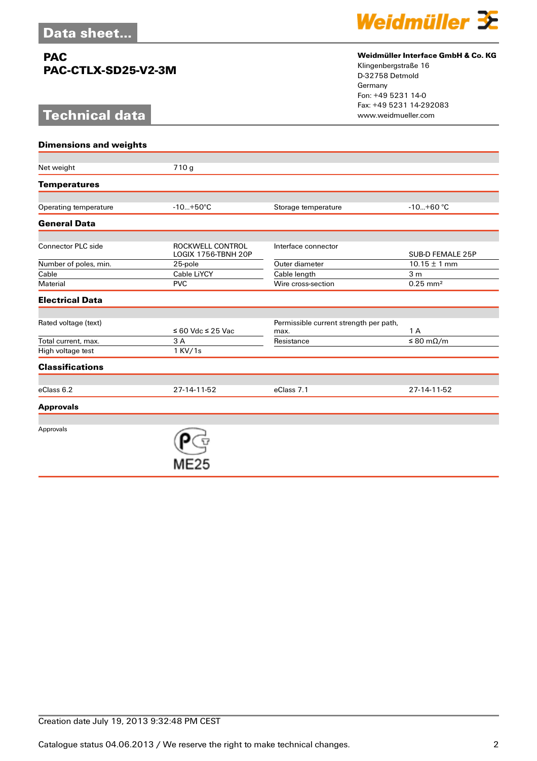# Data sheet...

## PAC
## PAC-CTLX-SD25-V2-3M

**Weidmüller Interface GmbH & Co. KG**
Klingenbergstraße 16
D-32758 Detmold
Germany
Fon: +49 5231 14-0
Fax: +49 5231 14-292083
www.weidmueller.com

# Technical data

### Dimensions and weights

| | | | |
|---|---|---|---|
| Net weight | 710 g | | |

### Temperatures

| | | | |
|---|---|---|---|
| Operating temperature | -10...+50°C | Storage temperature | -10...+60 °C |

### General Data

| | | | |
|---|---|---|---|
| Connector PLC side | ROCKWELL CONTROL LOGIX 1756-TBNH 20P | Interface connector | SUB-D FEMALE 25P |
| Number of poles, min. | 25-pole | Outer diameter | 10.15 ± 1 mm |
| Cable | Cable LiYCY | Cable length | 3 m |
| Material | PVC | Wire cross-section | 0.25 mm² |

### Electrical Data

| | | | |
|---|---|---|---|
| Rated voltage (text) | ≤ 60 Vdc ≤ 25 Vac | Permissible current strength per path, max. | 1 A |
| Total current, max. | 3 A | Resistance | ≤ 80 mΩ/m |
| High voltage test | 1 KV/1s | | |

### Classifications

| | | | |
|---|---|---|---|
| eClass 6.2 | 27-14-11-52 | eClass 7.1 | 27-14-11-52 |

### Approvals

Approvals

ME25

Creation date July 19, 2013 9:32:48 PM CEST

Catalogue status 04.06.2013 / We reserve the right to make technical changes.